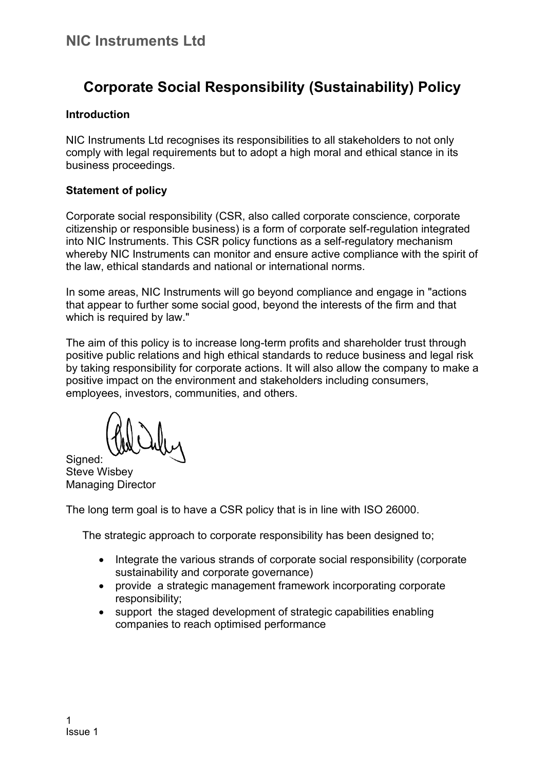# NIC Instruments Ltd

## Corporate Social Responsibility (Sustainability) Policy

**Introduction**

NIC Instruments Ltd recognises its responsibilities to all stakeholders to not only comply with legal requirements but to adopt a high moral and ethical stance in its business proceedings.

**Statement of policy**

Corporate social responsibility (CSR, also called corporate conscience, corporate citizenship or responsible business) is a form of corporate self-regulation integrated into NIC Instruments. This CSR policy functions as a self-regulatory mechanism whereby NIC Instruments can monitor and ensure active compliance with the spirit of the law, ethical standards and national or international norms.

In some areas, NIC Instruments will go beyond compliance and engage in "actions that appear to further some social good, beyond the interests of the firm and that which is required by law."

The aim of this policy is to increase long-term profits and shareholder trust through positive public relations and high ethical standards to reduce business and legal risk by taking responsibility for corporate actions. It will also allow the company to make a positive impact on the environment and stakeholders including consumers, employees, investors, communities, and others.

Signed:
Steve Wisbey
Managing Director

The long term goal is to have a CSR policy that is in line with ISO 26000.

The strategic approach to corporate responsibility has been designed to;

- Integrate the various strands of corporate social responsibility (corporate sustainability and corporate governance)
- provide a strategic management framework incorporating corporate responsibility;
- support the staged development of strategic capabilities enabling companies to reach optimised performance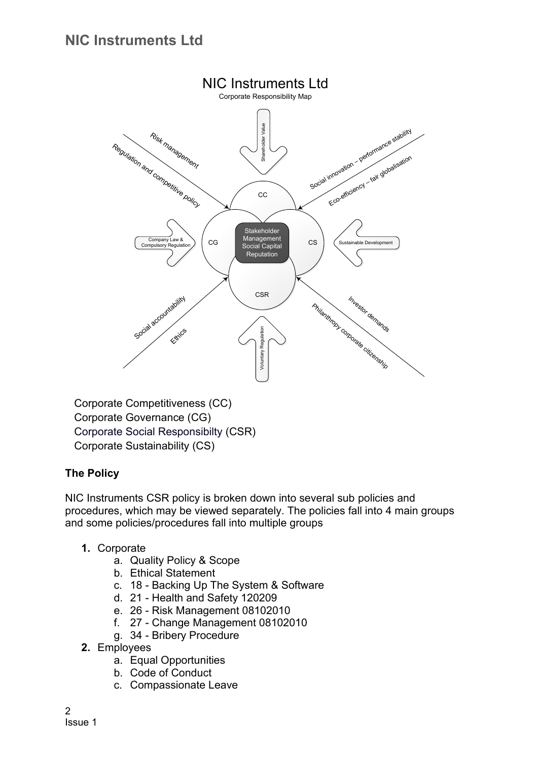NIC Instruments Ltd

Corporate Responsibility Map

Corporate Competitiveness (CC)
Corporate Governance (CG)
Corporate Social Responsibilty (CSR)
Corporate Sustainability (CS)

**The Policy**

NIC Instruments CSR policy is broken down into several sub policies and procedures, which may be viewed separately. The policies fall into 4 main groups and some policies/procedures fall into multiple groups

1. Corporate
    a. Quality Policy & Scope
    b. Ethical Statement
    c. 18 - Backing Up The System & Software
    d. 21 - Health and Safety 120209
    e. 26 - Risk Management 08102010
    f. 27 - Change Management 08102010
    g. 34 - Bribery Procedure
2. Employees
    a. Equal Opportunities
    b. Code of Conduct
    c. Compassionate Leave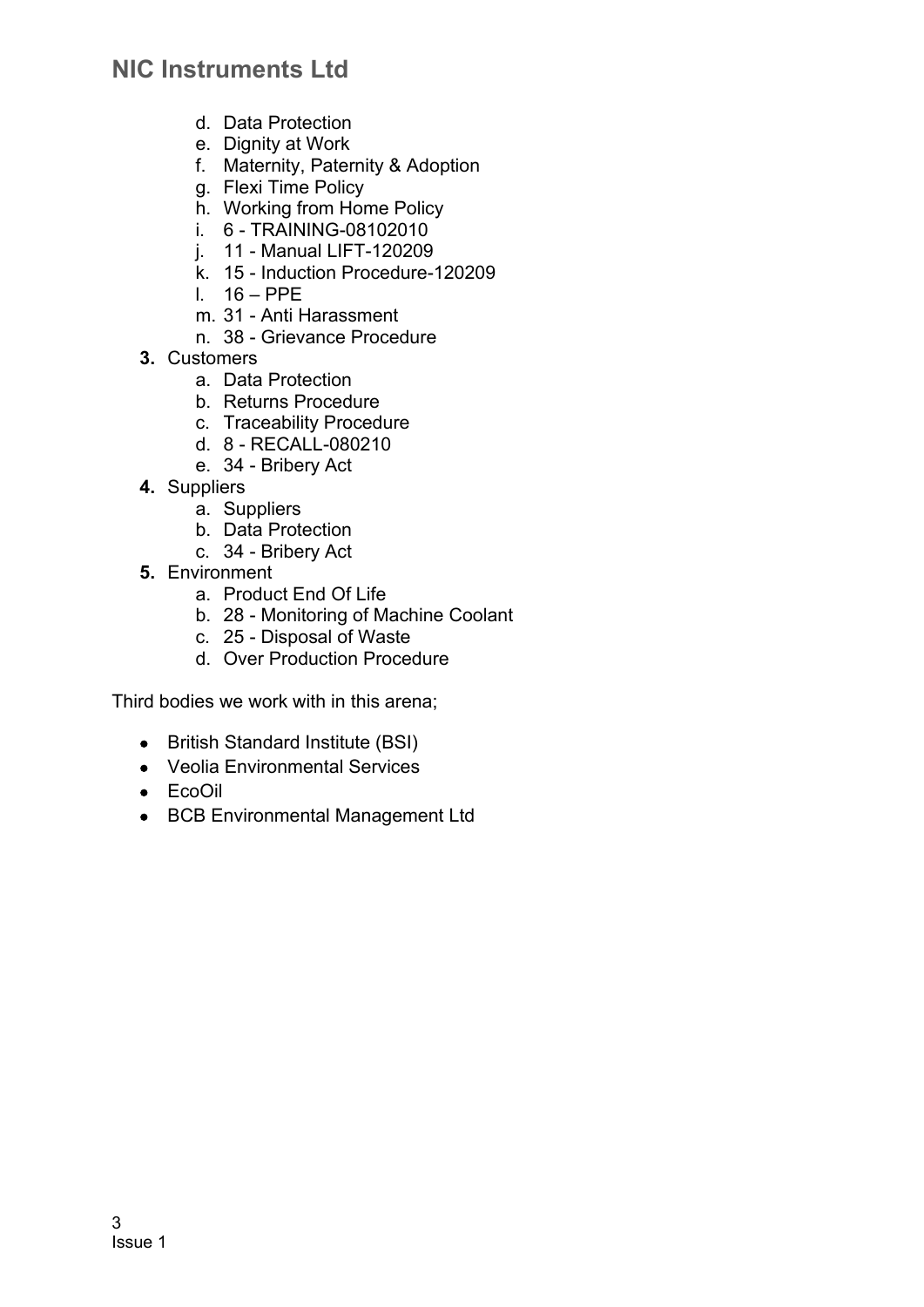d. Data Protection
   e. Dignity at Work
   f. Maternity, Paternity & Adoption
   g. Flexi Time Policy
   h. Working from Home Policy
   i. 6 - TRAINING-08102010
   j. 11 - Manual LIFT-120209
   k. 15 - Induction Procedure-120209
   l. 16 – PPE
   m. 31 - Anti Harassment
   n. 38 - Grievance Procedure

3. Customers
   a. Data Protection
   b. Returns Procedure
   c. Traceability Procedure
   d. 8 - RECALL-080210
   e. 34 - Bribery Act
4. Suppliers
   a. Suppliers
   b. Data Protection
   c. 34 - Bribery Act
5. Environment
   a. Product End Of Life
   b. 28 - Monitoring of Machine Coolant
   c. 25 - Disposal of Waste
   d. Over Production Procedure

Third bodies we work with in this arena;

- British Standard Institute (BSI)
- Veolia Environmental Services
- EcoOil
- BCB Environmental Management Ltd